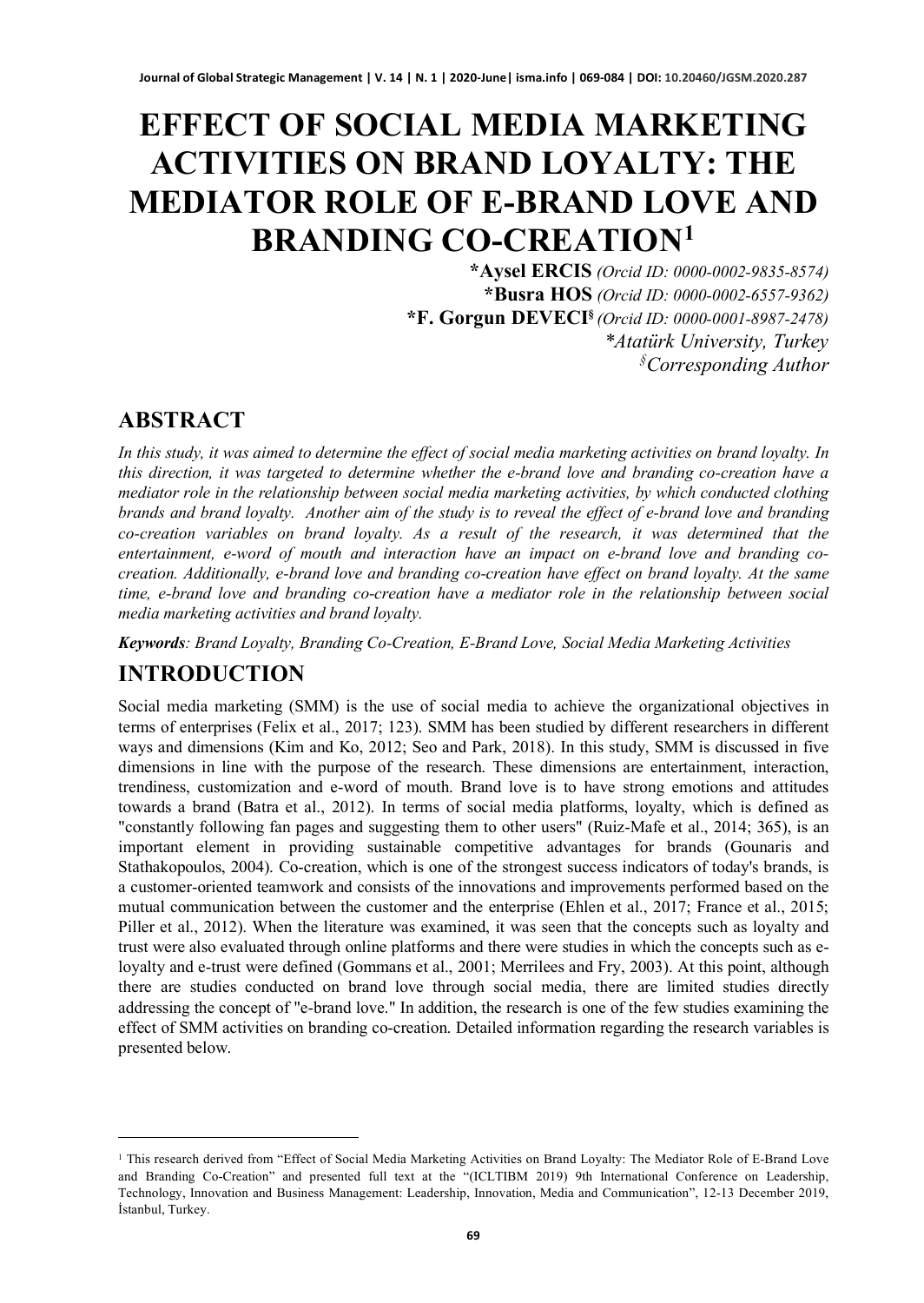# EFFECT OF SOCIAL MEDIA MARKETING ACTIVITIES ON BRAND LOYALTY: THE MEDIATOR ROLE OF E-BRAND LOVE AND BRANDING CO-CREATION[1]

**\*Aysel ERCIS** *(Orcid ID: 0000-0002-9835-8574)*
**\*Busra HOS** *(Orcid ID: 0000-0002-6557-9362)*
**\*F. Gorgun DEVECI[§]** *(Orcid ID: 0000-0001-8987-2478)*
*\*Atatürk University, Turkey*
*[§]Corresponding Author*

## ABSTRACT

*In this study, it was aimed to determine the effect of social media marketing activities on brand loyalty. In this direction, it was targeted to determine whether the e-brand love and branding co-creation have a mediator role in the relationship between social media marketing activities, by which conducted clothing brands and brand loyalty. Another aim of the study is to reveal the effect of e-brand love and branding co-creation variables on brand loyalty. As a result of the research, it was determined that the entertainment, e-word of mouth and interaction have an impact on e-brand love and branding co-creation. Additionally, e-brand love and branding co-creation have effect on brand loyalty. At the same time, e-brand love and branding co-creation have a mediator role in the relationship between social media marketing activities and brand loyalty.*

***Keywords****: Brand Loyalty, Branding Co-Creation, E-Brand Love, Social Media Marketing Activities*

## INTRODUCTION

Social media marketing (SMM) is the use of social media to achieve the organizational objectives in terms of enterprises (Felix et al., 2017; 123). SMM has been studied by different researchers in different ways and dimensions (Kim and Ko, 2012; Seo and Park, 2018). In this study, SMM is discussed in five dimensions in line with the purpose of the research. These dimensions are entertainment, interaction, trendiness, customization and e-word of mouth. Brand love is to have strong emotions and attitudes towards a brand (Batra et al., 2012). In terms of social media platforms, loyalty, which is defined as "constantly following fan pages and suggesting them to other users" (Ruiz-Mafe et al., 2014; 365), is an important element in providing sustainable competitive advantages for brands (Gounaris and Stathakopoulos, 2004). Co-creation, which is one of the strongest success indicators of today's brands, is a customer-oriented teamwork and consists of the innovations and improvements performed based on the mutual communication between the customer and the enterprise (Ehlen et al., 2017; France et al., 2015; Piller et al., 2012). When the literature was examined, it was seen that the concepts such as loyalty and trust were also evaluated through online platforms and there were studies in which the concepts such as e-loyalty and e-trust were defined (Gommans et al., 2001; Merrilees and Fry, 2003). At this point, although there are studies conducted on brand love through social media, there are limited studies directly addressing the concept of "e-brand love." In addition, the research is one of the few studies examining the effect of SMM activities on branding co-creation. Detailed information regarding the research variables is presented below.

---

[1] This research derived from "Effect of Social Media Marketing Activities on Brand Loyalty: The Mediator Role of E-Brand Love and Branding Co-Creation" and presented full text at the "(ICLTIBM 2019) 9th International Conference on Leadership, Technology, Innovation and Business Management: Leadership, Innovation, Media and Communication", 12-13 December 2019, İstanbul, Turkey.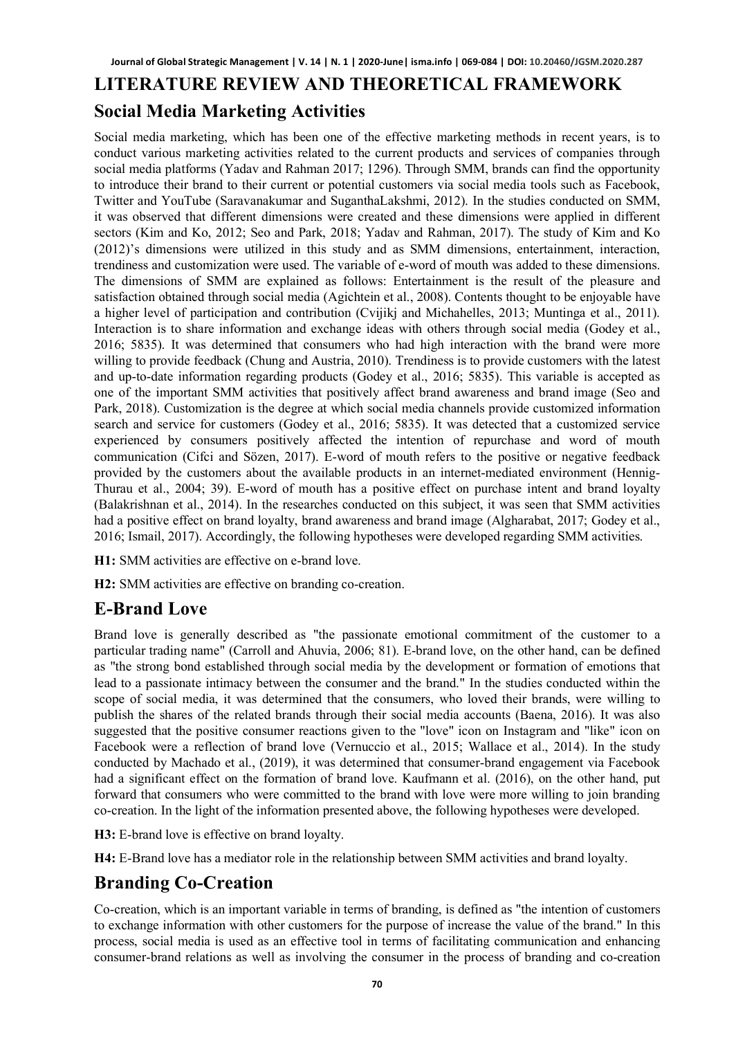# LITERATURE REVIEW AND THEORETICAL FRAMEWORK

## Social Media Marketing Activities

Social media marketing, which has been one of the effective marketing methods in recent years, is to conduct various marketing activities related to the current products and services of companies through social media platforms (Yadav and Rahman 2017; 1296). Through SMM, brands can find the opportunity to introduce their brand to their current or potential customers via social media tools such as Facebook, Twitter and YouTube (Saravanakumar and SuganthaLakshmi, 2012). In the studies conducted on SMM, it was observed that different dimensions were created and these dimensions were applied in different sectors (Kim and Ko, 2012; Seo and Park, 2018; Yadav and Rahman, 2017). The study of Kim and Ko (2012)'s dimensions were utilized in this study and as SMM dimensions, entertainment, interaction, trendiness and customization were used. The variable of e-word of mouth was added to these dimensions. The dimensions of SMM are explained as follows: Entertainment is the result of the pleasure and satisfaction obtained through social media (Agichtein et al., 2008). Contents thought to be enjoyable have a higher level of participation and contribution (Cvijikj and Michahelles, 2013; Muntinga et al., 2011). Interaction is to share information and exchange ideas with others through social media (Godey et al., 2016; 5835). It was determined that consumers who had high interaction with the brand were more willing to provide feedback (Chung and Austria, 2010). Trendiness is to provide customers with the latest and up-to-date information regarding products (Godey et al., 2016; 5835). This variable is accepted as one of the important SMM activities that positively affect brand awareness and brand image (Seo and Park, 2018). Customization is the degree at which social media channels provide customized information search and service for customers (Godey et al., 2016; 5835). It was detected that a customized service experienced by consumers positively affected the intention of repurchase and word of mouth communication (Cifci and Sözen, 2017). E-word of mouth refers to the positive or negative feedback provided by the customers about the available products in an internet-mediated environment (Hennig-Thurau et al., 2004; 39). E-word of mouth has a positive effect on purchase intent and brand loyalty (Balakrishnan et al., 2014). In the researches conducted on this subject, it was seen that SMM activities had a positive effect on brand loyalty, brand awareness and brand image (Algharabat, 2017; Godey et al., 2016; Ismail, 2017). Accordingly, the following hypotheses were developed regarding SMM activities.

**H1:** SMM activities are effective on e-brand love.

**H2:** SMM activities are effective on branding co-creation.

## E-Brand Love

Brand love is generally described as "the passionate emotional commitment of the customer to a particular trading name" (Carroll and Ahuvia, 2006; 81). E-brand love, on the other hand, can be defined as "the strong bond established through social media by the development or formation of emotions that lead to a passionate intimacy between the consumer and the brand." In the studies conducted within the scope of social media, it was determined that the consumers, who loved their brands, were willing to publish the shares of the related brands through their social media accounts (Baena, 2016). It was also suggested that the positive consumer reactions given to the "love" icon on Instagram and "like" icon on Facebook were a reflection of brand love (Vernuccio et al., 2015; Wallace et al., 2014). In the study conducted by Machado et al., (2019), it was determined that consumer-brand engagement via Facebook had a significant effect on the formation of brand love. Kaufmann et al. (2016), on the other hand, put forward that consumers who were committed to the brand with love were more willing to join branding co-creation. In the light of the information presented above, the following hypotheses were developed.

**H3:** E-brand love is effective on brand loyalty.

**H4:** E-Brand love has a mediator role in the relationship between SMM activities and brand loyalty.

## Branding Co-Creation

Co-creation, which is an important variable in terms of branding, is defined as "the intention of customers to exchange information with other customers for the purpose of increase the value of the brand." In this process, social media is used as an effective tool in terms of facilitating communication and enhancing consumer-brand relations as well as involving the consumer in the process of branding and co-creation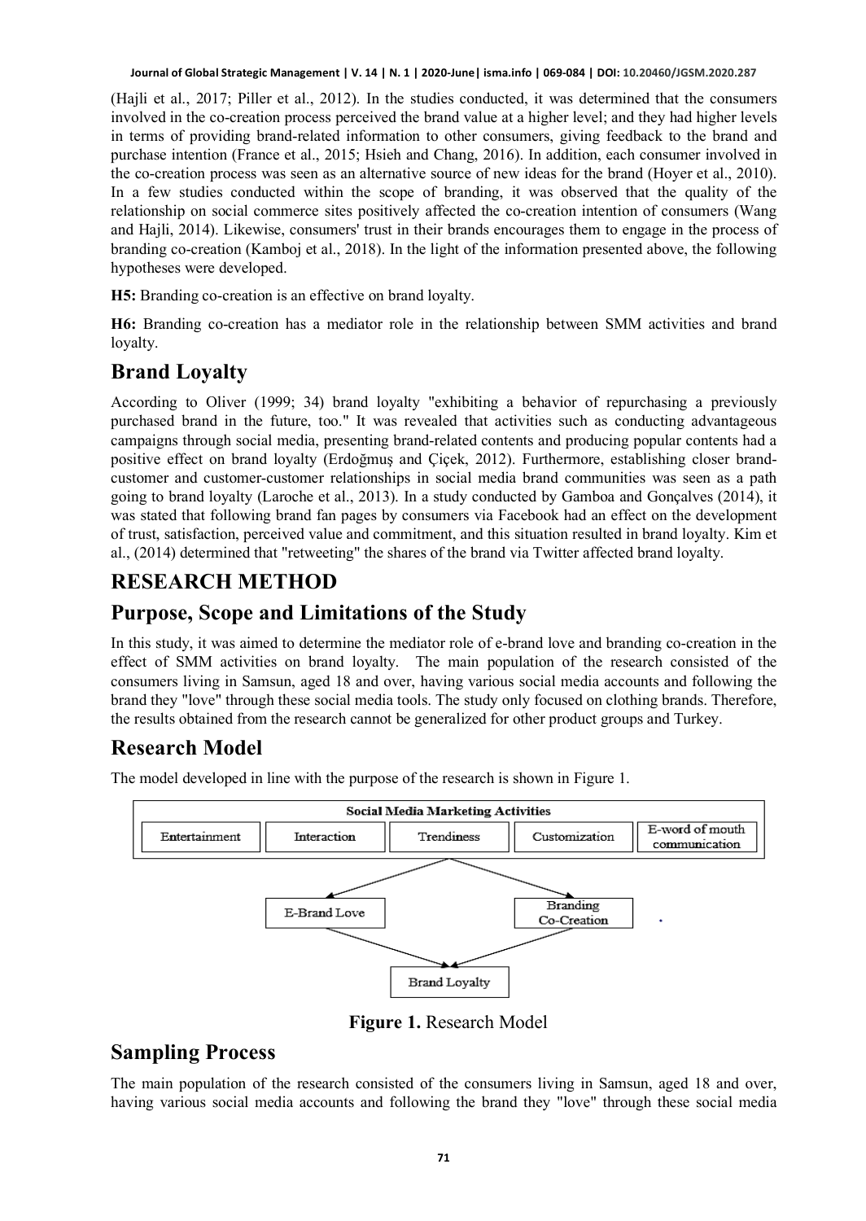(Hajli et al., 2017; Piller et al., 2012). In the studies conducted, it was determined that the consumers involved in the co-creation process perceived the brand value at a higher level; and they had higher levels in terms of providing brand-related information to other consumers, giving feedback to the brand and purchase intention (France et al., 2015; Hsieh and Chang, 2016). In addition, each consumer involved in the co-creation process was seen as an alternative source of new ideas for the brand (Hoyer et al., 2010). In a few studies conducted within the scope of branding, it was observed that the quality of the relationship on social commerce sites positively affected the co-creation intention of consumers (Wang and Hajli, 2014). Likewise, consumers' trust in their brands encourages them to engage in the process of branding co-creation (Kamboj et al., 2018). In the light of the information presented above, the following hypotheses were developed.

**H5:** Branding co-creation is an effective on brand loyalty.

**H6:** Branding co-creation has a mediator role in the relationship between SMM activities and brand loyalty.

## Brand Loyalty

According to Oliver (1999; 34) brand loyalty "exhibiting a behavior of repurchasing a previously purchased brand in the future, too." It was revealed that activities such as conducting advantageous campaigns through social media, presenting brand-related contents and producing popular contents had a positive effect on brand loyalty (Erdoğmuş and Çiçek, 2012). Furthermore, establishing closer brand-customer and customer-customer relationships in social media brand communities was seen as a path going to brand loyalty (Laroche et al., 2013). In a study conducted by Gamboa and Gonçalves (2014), it was stated that following brand fan pages by consumers via Facebook had an effect on the development of trust, satisfaction, perceived value and commitment, and this situation resulted in brand loyalty. Kim et al., (2014) determined that "retweeting" the shares of the brand via Twitter affected brand loyalty.

# RESEARCH METHOD

## Purpose, Scope and Limitations of the Study

In this study, it was aimed to determine the mediator role of e-brand love and branding co-creation in the effect of SMM activities on brand loyalty. The main population of the research consisted of the consumers living in Samsun, aged 18 and over, having various social media accounts and following the brand they "love" through these social media tools. The study only focused on clothing brands. Therefore, the results obtained from the research cannot be generalized for other product groups and Turkey.

## Research Model

The model developed in line with the purpose of the research is shown in Figure 1.

Social Media Marketing Activities: Entertainment, Interaction, Trendiness, Customization, E-word of mouth communication → E-Brand Love, Branding Co-Creation → Brand Loyalty

**Figure 1.** Research Model

## Sampling Process

The main population of the research consisted of the consumers living in Samsun, aged 18 and over, having various social media accounts and following the brand they "love" through these social media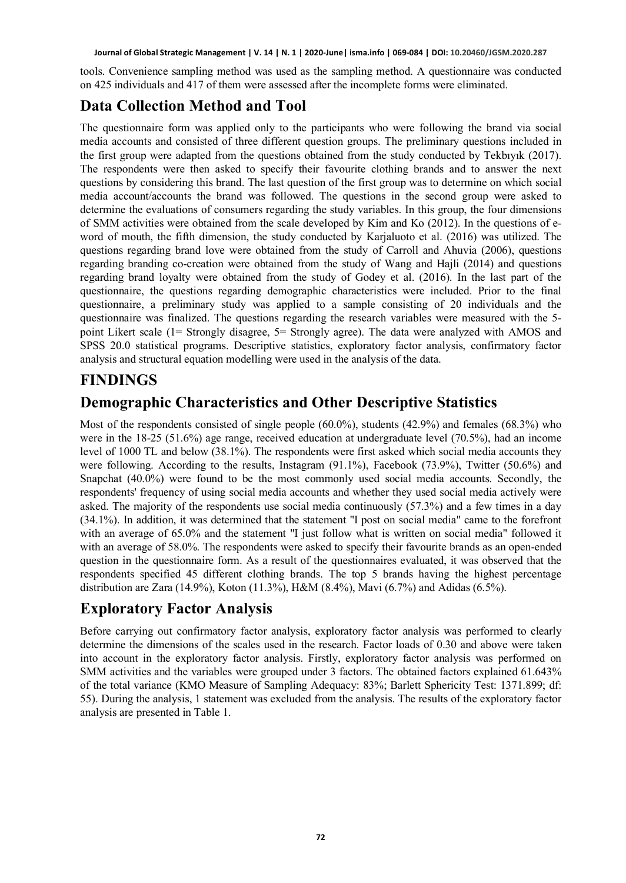tools. Convenience sampling method was used as the sampling method. A questionnaire was conducted on 425 individuals and 417 of them were assessed after the incomplete forms were eliminated.

## Data Collection Method and Tool

The questionnaire form was applied only to the participants who were following the brand via social media accounts and consisted of three different question groups. The preliminary questions included in the first group were adapted from the questions obtained from the study conducted by Tekbıyık (2017). The respondents were then asked to specify their favourite clothing brands and to answer the next questions by considering this brand. The last question of the first group was to determine on which social media account/accounts the brand was followed. The questions in the second group were asked to determine the evaluations of consumers regarding the study variables. In this group, the four dimensions of SMM activities were obtained from the scale developed by Kim and Ko (2012). In the questions of e-word of mouth, the fifth dimension, the study conducted by Karjaluoto et al. (2016) was utilized. The questions regarding brand love were obtained from the study of Carroll and Ahuvia (2006), questions regarding branding co-creation were obtained from the study of Wang and Hajli (2014) and questions regarding brand loyalty were obtained from the study of Godey et al. (2016). In the last part of the questionnaire, the questions regarding demographic characteristics were included. Prior to the final questionnaire, a preliminary study was applied to a sample consisting of 20 individuals and the questionnaire was finalized. The questions regarding the research variables were measured with the 5-point Likert scale (1= Strongly disagree, 5= Strongly agree). The data were analyzed with AMOS and SPSS 20.0 statistical programs. Descriptive statistics, exploratory factor analysis, confirmatory factor analysis and structural equation modelling were used in the analysis of the data.

# FINDINGS

## Demographic Characteristics and Other Descriptive Statistics

Most of the respondents consisted of single people (60.0%), students (42.9%) and females (68.3%) who were in the 18-25 (51.6%) age range, received education at undergraduate level (70.5%), had an income level of 1000 TL and below (38.1%). The respondents were first asked which social media accounts they were following. According to the results, Instagram (91.1%), Facebook (73.9%), Twitter (50.6%) and Snapchat (40.0%) were found to be the most commonly used social media accounts. Secondly, the respondents' frequency of using social media accounts and whether they used social media actively were asked. The majority of the respondents use social media continuously (57.3%) and a few times in a day (34.1%). In addition, it was determined that the statement "I post on social media" came to the forefront with an average of 65.0% and the statement "I just follow what is written on social media" followed it with an average of 58.0%. The respondents were asked to specify their favourite brands as an open-ended question in the questionnaire form. As a result of the questionnaires evaluated, it was observed that the respondents specified 45 different clothing brands. The top 5 brands having the highest percentage distribution are Zara (14.9%), Koton (11.3%), H&M (8.4%), Mavi (6.7%) and Adidas (6.5%).

## Exploratory Factor Analysis

Before carrying out confirmatory factor analysis, exploratory factor analysis was performed to clearly determine the dimensions of the scales used in the research. Factor loads of 0.30 and above were taken into account in the exploratory factor analysis. Firstly, exploratory factor analysis was performed on SMM activities and the variables were grouped under 3 factors. The obtained factors explained 61.643% of the total variance (KMO Measure of Sampling Adequacy: 83%; Barlett Sphericity Test: 1371.899; df: 55). During the analysis, 1 statement was excluded from the analysis. The results of the exploratory factor analysis are presented in Table 1.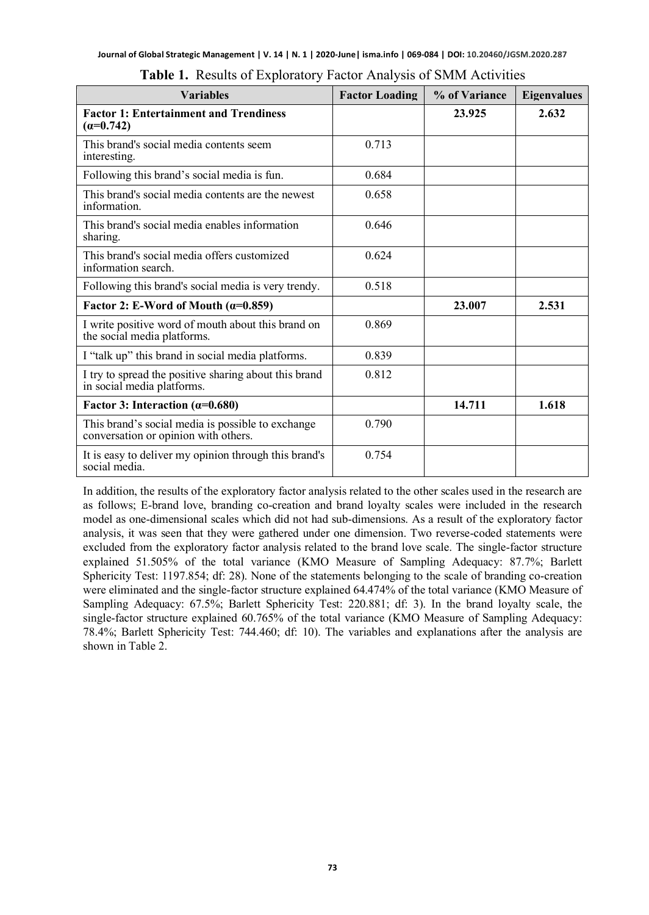**Table 1.** Results of Exploratory Factor Analysis of SMM Activities

| Variables | Factor Loading | % of Variance | Eigenvalues |
|---|---|---|---|
| **Factor 1: Entertainment and Trendiness (α=0.742)** | | **23.925** | **2.632** |
| This brand's social media contents seem interesting. | 0.713 | | |
| Following this brand's social media is fun. | 0.684 | | |
| This brand's social media contents are the newest information. | 0.658 | | |
| This brand's social media enables information sharing. | 0.646 | | |
| This brand's social media offers customized information search. | 0.624 | | |
| Following this brand's social media is very trendy. | 0.518 | | |
| **Factor 2: E-Word of Mouth (α=0.859)** | | **23.007** | **2.531** |
| I write positive word of mouth about this brand on the social media platforms. | 0.869 | | |
| I "talk up" this brand in social media platforms. | 0.839 | | |
| I try to spread the positive sharing about this brand in social media platforms. | 0.812 | | |
| **Factor 3: Interaction (α=0.680)** | | **14.711** | **1.618** |
| This brand's social media is possible to exchange conversation or opinion with others. | 0.790 | | |
| It is easy to deliver my opinion through this brand's social media. | 0.754 | | |

In addition, the results of the exploratory factor analysis related to the other scales used in the research are as follows; E-brand love, branding co-creation and brand loyalty scales were included in the research model as one-dimensional scales which did not had sub-dimensions. As a result of the exploratory factor analysis, it was seen that they were gathered under one dimension. Two reverse-coded statements were excluded from the exploratory factor analysis related to the brand love scale. The single-factor structure explained 51.505% of the total variance (KMO Measure of Sampling Adequacy: 87.7%; Barlett Sphericity Test: 1197.854; df: 28). None of the statements belonging to the scale of branding co-creation were eliminated and the single-factor structure explained 64.474% of the total variance (KMO Measure of Sampling Adequacy: 67.5%; Barlett Sphericity Test: 220.881; df: 3). In the brand loyalty scale, the single-factor structure explained 60.765% of the total variance (KMO Measure of Sampling Adequacy: 78.4%; Barlett Sphericity Test: 744.460; df: 10). The variables and explanations after the analysis are shown in Table 2.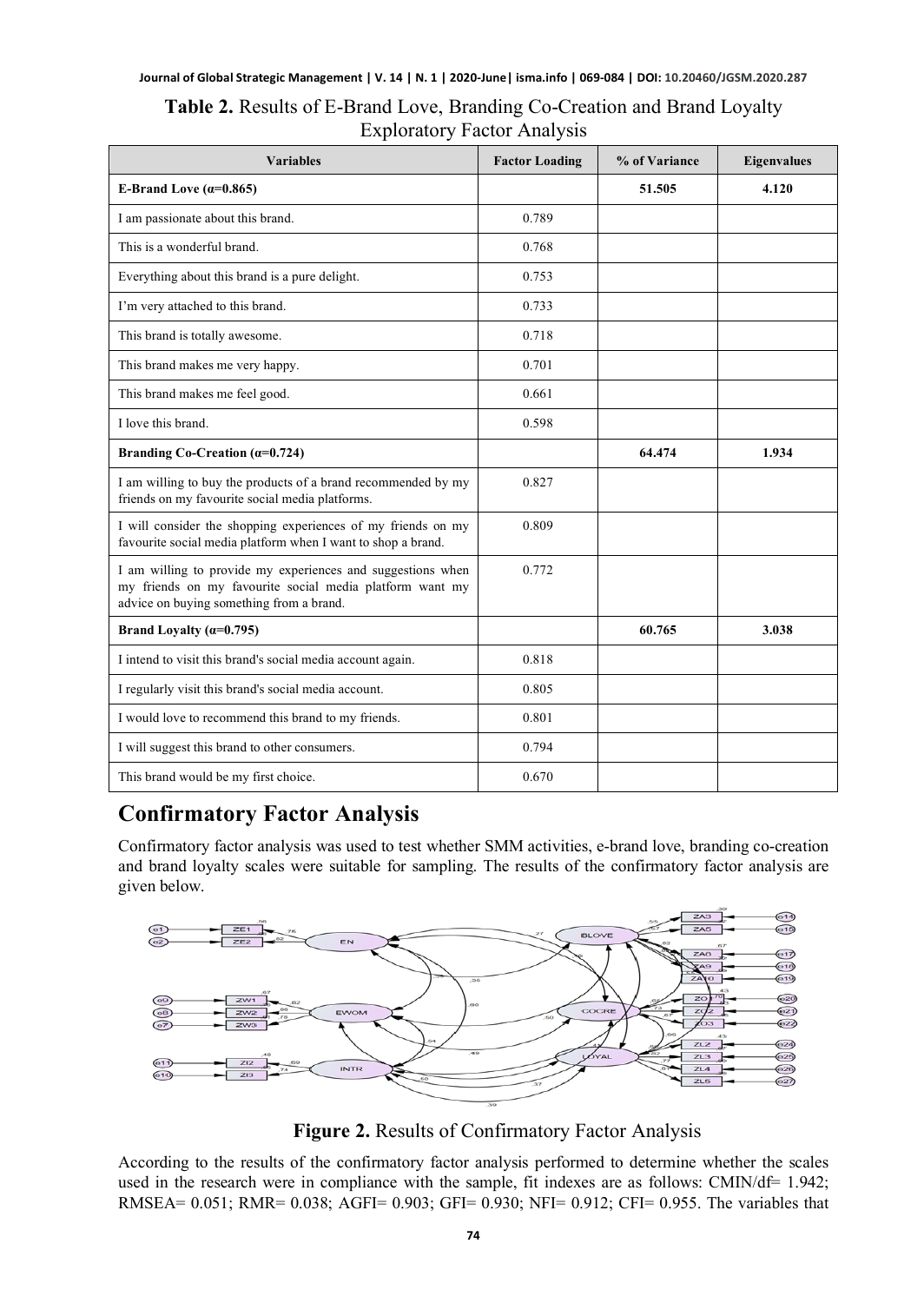**Table 2.** Results of E-Brand Love, Branding Co-Creation and Brand Loyalty Exploratory Factor Analysis

| Variables | Factor Loading | % of Variance | Eigenvalues |
|---|---|---|---|
| **E-Brand Love (α=0.865)** | | **51.505** | **4.120** |
| I am passionate about this brand. | 0.789 | | |
| This is a wonderful brand. | 0.768 | | |
| Everything about this brand is a pure delight. | 0.753 | | |
| I'm very attached to this brand. | 0.733 | | |
| This brand is totally awesome. | 0.718 | | |
| This brand makes me very happy. | 0.701 | | |
| This brand makes me feel good. | 0.661 | | |
| I love this brand. | 0.598 | | |
| **Branding Co-Creation (α=0.724)** | | **64.474** | **1.934** |
| I am willing to buy the products of a brand recommended by my friends on my favourite social media platforms. | 0.827 | | |
| I will consider the shopping experiences of my friends on my favourite social media platform when I want to shop a brand. | 0.809 | | |
| I am willing to provide my experiences and suggestions when my friends on my favourite social media platform want my advice on buying something from a brand. | 0.772 | | |
| **Brand Loyalty (α=0.795)** | | **60.765** | **3.038** |
| I intend to visit this brand's social media account again. | 0.818 | | |
| I regularly visit this brand's social media account. | 0.805 | | |
| I would love to recommend this brand to my friends. | 0.801 | | |
| I will suggest this brand to other consumers. | 0.794 | | |
| This brand would be my first choice. | 0.670 | | |

# Confirmatory Factor Analysis

Confirmatory factor analysis was used to test whether SMM activities, e-brand love, branding co-creation and brand loyalty scales were suitable for sampling. The results of the confirmatory factor analysis are given below.

**Figure 2.** Results of Confirmatory Factor Analysis

According to the results of the confirmatory factor analysis performed to determine whether the scales used in the research were in compliance with the sample, fit indexes are as follows: CMIN/df= 1.942; RMSEA= 0.051; RMR= 0.038; AGFI= 0.903; GFI= 0.930; NFI= 0.912; CFI= 0.955. The variables that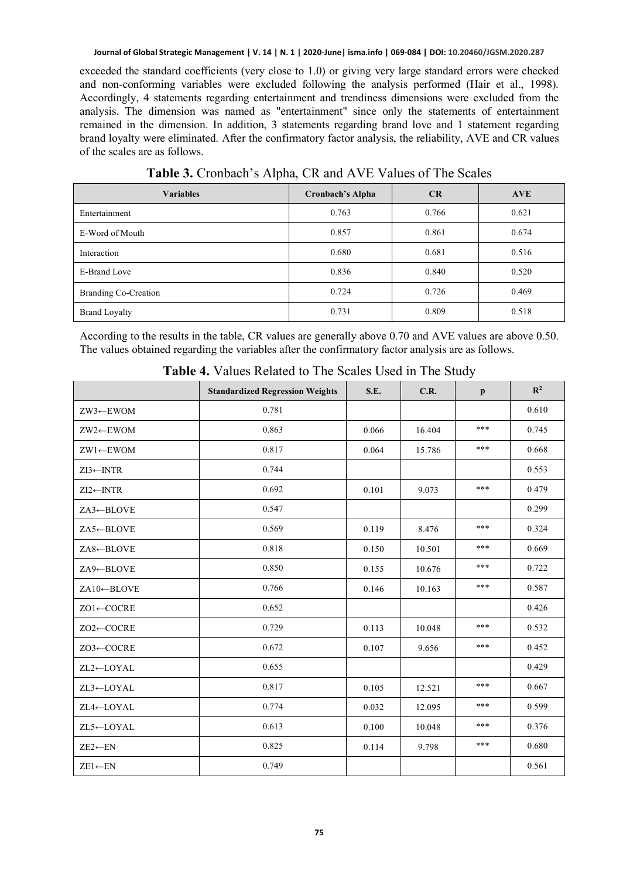exceeded the standard coefficients (very close to 1.0) or giving very large standard errors were checked and non-conforming variables were excluded following the analysis performed (Hair et al., 1998). Accordingly, 4 statements regarding entertainment and trendiness dimensions were excluded from the analysis. The dimension was named as "entertainment" since only the statements of entertainment remained in the dimension. In addition, 3 statements regarding brand love and 1 statement regarding brand loyalty were eliminated. After the confirmatory factor analysis, the reliability, AVE and CR values of the scales are as follows.

**Table 3.** Cronbach's Alpha, CR and AVE Values of The Scales

| Variables | Cronbach's Alpha | CR | AVE |
|---|---|---|---|
| Entertainment | 0.763 | 0.766 | 0.621 |
| E-Word of Mouth | 0.857 | 0.861 | 0.674 |
| Interaction | 0.680 | 0.681 | 0.516 |
| E-Brand Love | 0.836 | 0.840 | 0.520 |
| Branding Co-Creation | 0.724 | 0.726 | 0.469 |
| Brand Loyalty | 0.731 | 0.809 | 0.518 |

According to the results in the table, CR values are generally above 0.70 and AVE values are above 0.50. The values obtained regarding the variables after the confirmatory factor analysis are as follows.

**Table 4.** Values Related to The Scales Used in The Study

| | Standardized Regression Weights | S.E. | C.R. | p | $R^2$ |
|---|---|---|---|---|---|
| ZW3←EWOM | 0.781 | | | | 0.610 |
| ZW2←EWOM | 0.863 | 0.066 | 16.404 | *** | 0.745 |
| ZW1←EWOM | 0.817 | 0.064 | 15.786 | *** | 0.668 |
| ZI3←INTR | 0.744 | | | | 0.553 |
| ZI2←INTR | 0.692 | 0.101 | 9.073 | *** | 0.479 |
| ZA3←BLOVE | 0.547 | | | | 0.299 |
| ZA5←BLOVE | 0.569 | 0.119 | 8.476 | *** | 0.324 |
| ZA8←BLOVE | 0.818 | 0.150 | 10.501 | *** | 0.669 |
| ZA9←BLOVE | 0.850 | 0.155 | 10.676 | *** | 0.722 |
| ZA10←BLOVE | 0.766 | 0.146 | 10.163 | *** | 0.587 |
| ZO1←COCRE | 0.652 | | | | 0.426 |
| ZO2←COCRE | 0.729 | 0.113 | 10.048 | *** | 0.532 |
| ZO3←COCRE | 0.672 | 0.107 | 9.656 | *** | 0.452 |
| ZL2←LOYAL | 0.655 | | | | 0.429 |
| ZL3←LOYAL | 0.817 | 0.105 | 12.521 | *** | 0.667 |
| ZL4←LOYAL | 0.774 | 0.032 | 12.095 | *** | 0.599 |
| ZL5←LOYAL | 0.613 | 0.100 | 10.048 | *** | 0.376 |
| ZE2←EN | 0.825 | 0.114 | 9.798 | *** | 0.680 |
| ZE1←EN | 0.749 | | | | 0.561 |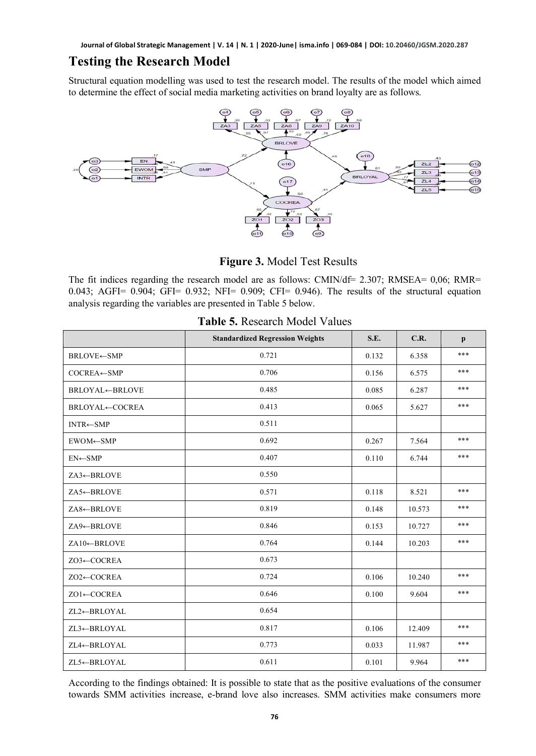## Testing the Research Model

Structural equation modelling was used to test the research model. The results of the model which aimed to determine the effect of social media marketing activities on brand loyalty are as follows.

**Figure 3.** Model Test Results

The fit indices regarding the research model are as follows: CMIN/df= 2.307; RMSEA= 0,06; RMR= 0.043; AGFI= 0.904; GFI= 0.932; NFI= 0.909; CFI= 0.946). The results of the structural equation analysis regarding the variables are presented in Table 5 below.

**Table 5.** Research Model Values

| | Standardized Regression Weights | S.E. | C.R. | p |
|---|---|---|---|---|
| BRLOVE←SMP | 0.721 | 0.132 | 6.358 | *** |
| COCREA←SMP | 0.706 | 0.156 | 6.575 | *** |
| BRLOYAL←BRLOVE | 0.485 | 0.085 | 6.287 | *** |
| BRLOYAL←COCREA | 0.413 | 0.065 | 5.627 | *** |
| INTR←SMP | 0.511 | | | |
| EWOM←SMP | 0.692 | 0.267 | 7.564 | *** |
| EN←SMP | 0.407 | 0.110 | 6.744 | *** |
| ZA3←BRLOVE | 0.550 | | | |
| ZA5←BRLOVE | 0.571 | 0.118 | 8.521 | *** |
| ZA8←BRLOVE | 0.819 | 0.148 | 10.573 | *** |
| ZA9←BRLOVE | 0.846 | 0.153 | 10.727 | *** |
| ZA10←BRLOVE | 0.764 | 0.144 | 10.203 | *** |
| ZO3←COCREA | 0.673 | | | |
| ZO2←COCREA | 0.724 | 0.106 | 10.240 | *** |
| ZO1←COCREA | 0.646 | 0.100 | 9.604 | *** |
| ZL2←BRLOYAL | 0.654 | | | |
| ZL3←BRLOYAL | 0.817 | 0.106 | 12.409 | *** |
| ZL4←BRLOYAL | 0.773 | 0.033 | 11.987 | *** |
| ZL5←BRLOYAL | 0.611 | 0.101 | 9.964 | *** |

According to the findings obtained: It is possible to state that as the positive evaluations of the consumer towards SMM activities increase, e-brand love also increases. SMM activities make consumers more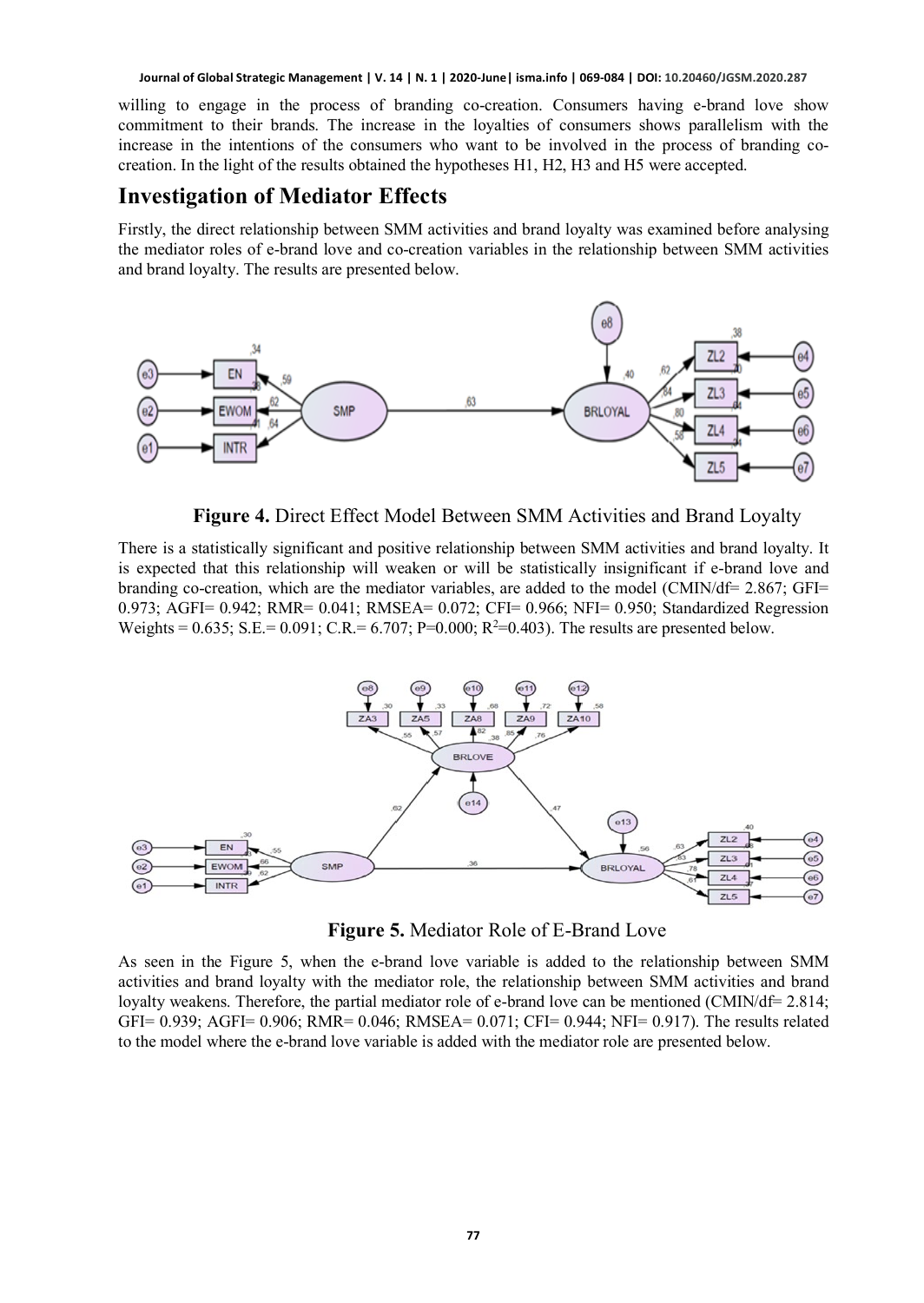willing to engage in the process of branding co-creation. Consumers having e-brand love show commitment to their brands. The increase in the loyalties of consumers shows parallelism with the increase in the intentions of the consumers who want to be involved in the process of branding co-creation. In the light of the results obtained the hypotheses H1, H2, H3 and H5 were accepted.

## Investigation of Mediator Effects

Firstly, the direct relationship between SMM activities and brand loyalty was examined before analysing the mediator roles of e-brand love and co-creation variables in the relationship between SMM activities and brand loyalty. The results are presented below.

**Figure 4.** Direct Effect Model Between SMM Activities and Brand Loyalty

There is a statistically significant and positive relationship between SMM activities and brand loyalty. It is expected that this relationship will weaken or will be statistically insignificant if e-brand love and branding co-creation, which are the mediator variables, are added to the model (CMIN/df= 2.867; GFI= 0.973; AGFI= 0.942; RMR= 0.041; RMSEA= 0.072; CFI= 0.966; NFI= 0.950; Standardized Regression Weights = 0.635; S.E.= 0.091; C.R.= 6.707; P=0.000; $R^2$=0.403). The results are presented below.

**Figure 5.** Mediator Role of E-Brand Love

As seen in the Figure 5, when the e-brand love variable is added to the relationship between SMM activities and brand loyalty with the mediator role, the relationship between SMM activities and brand loyalty weakens. Therefore, the partial mediator role of e-brand love can be mentioned (CMIN/df= 2.814; GFI= 0.939; AGFI= 0.906; RMR= 0.046; RMSEA= 0.071; CFI= 0.944; NFI= 0.917). The results related to the model where the e-brand love variable is added with the mediator role are presented below.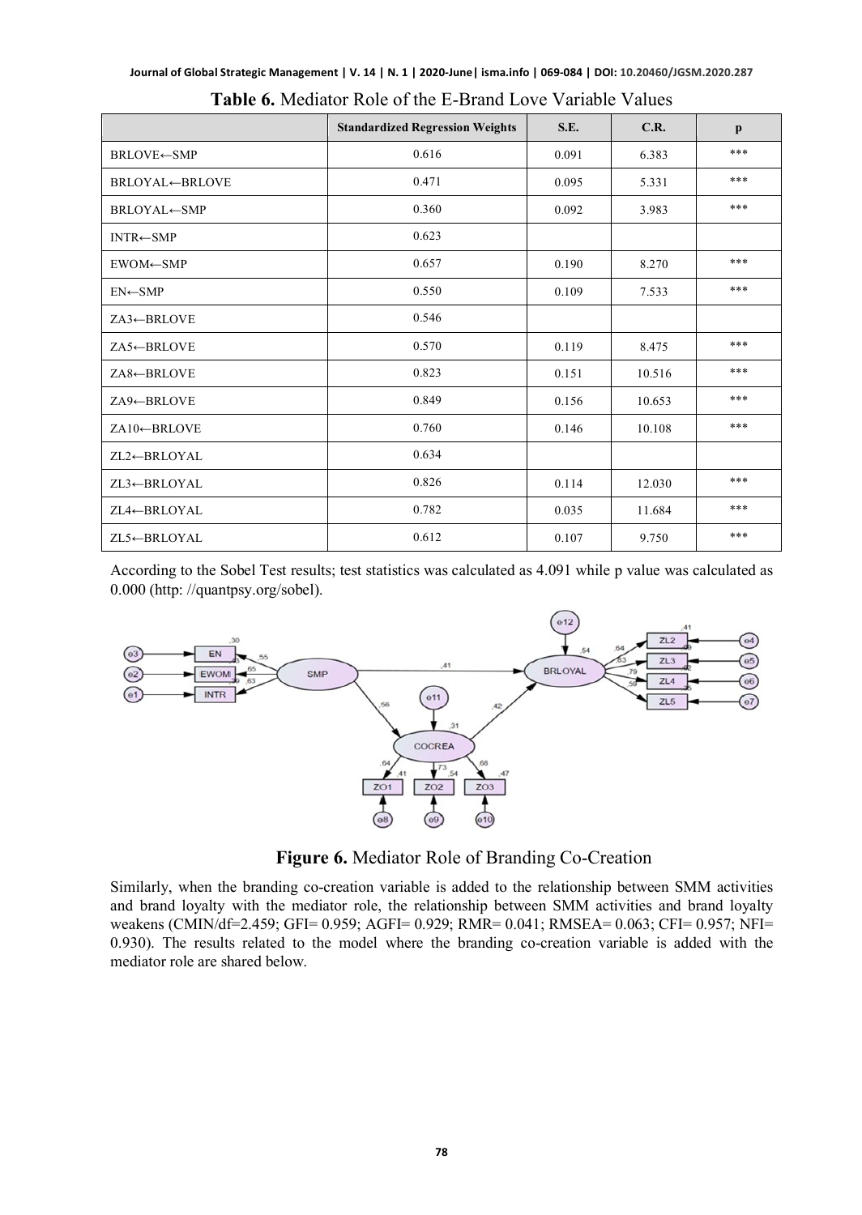**Table 6.** Mediator Role of the E-Brand Love Variable Values

| | Standardized Regression Weights | S.E. | C.R. | p |
|---|---|---|---|---|
| BRLOVE←SMP | 0.616 | 0.091 | 6.383 | *** |
| BRLOYAL←BRLOVE | 0.471 | 0.095 | 5.331 | *** |
| BRLOYAL←SMP | 0.360 | 0.092 | 3.983 | *** |
| INTR←SMP | 0.623 | | | |
| EWOM←SMP | 0.657 | 0.190 | 8.270 | *** |
| EN←SMP | 0.550 | 0.109 | 7.533 | *** |
| ZA3←BRLOVE | 0.546 | | | |
| ZA5←BRLOVE | 0.570 | 0.119 | 8.475 | *** |
| ZA8←BRLOVE | 0.823 | 0.151 | 10.516 | *** |
| ZA9←BRLOVE | 0.849 | 0.156 | 10.653 | *** |
| ZA10←BRLOVE | 0.760 | 0.146 | 10.108 | *** |
| ZL2←BRLOYAL | 0.634 | | | |
| ZL3←BRLOYAL | 0.826 | 0.114 | 12.030 | *** |
| ZL4←BRLOYAL | 0.782 | 0.035 | 11.684 | *** |
| ZL5←BRLOYAL | 0.612 | 0.107 | 9.750 | *** |

According to the Sobel Test results; test statistics was calculated as 4.091 while p value was calculated as 0.000 (http: //quantpsy.org/sobel).

**Figure 6.** Mediator Role of Branding Co-Creation

Similarly, when the branding co-creation variable is added to the relationship between SMM activities and brand loyalty with the mediator role, the relationship between SMM activities and brand loyalty weakens (CMIN/df=2.459; GFI= 0.959; AGFI= 0.929; RMR= 0.041; RMSEA= 0.063; CFI= 0.957; NFI= 0.930). The results related to the model where the branding co-creation variable is added with the mediator role are shared below.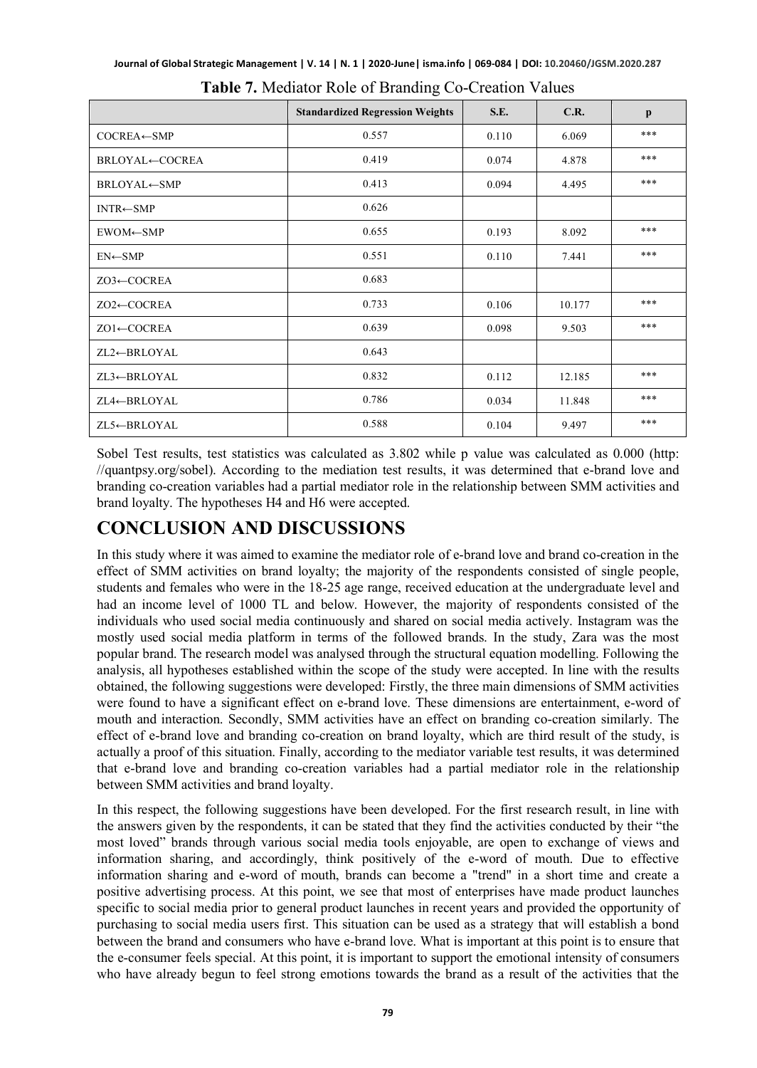**Table 7.** Mediator Role of Branding Co-Creation Values

| | Standardized Regression Weights | S.E. | C.R. | p |
|---|---|---|---|---|
| COCREA←SMP | 0.557 | 0.110 | 6.069 | *** |
| BRLOYAL←COCREA | 0.419 | 0.074 | 4.878 | *** |
| BRLOYAL←SMP | 0.413 | 0.094 | 4.495 | *** |
| INTR←SMP | 0.626 | | | |
| EWOM←SMP | 0.655 | 0.193 | 8.092 | *** |
| EN←SMP | 0.551 | 0.110 | 7.441 | *** |
| ZO3←COCREA | 0.683 | | | |
| ZO2←COCREA | 0.733 | 0.106 | 10.177 | *** |
| ZO1←COCREA | 0.639 | 0.098 | 9.503 | *** |
| ZL2←BRLOYAL | 0.643 | | | |
| ZL3←BRLOYAL | 0.832 | 0.112 | 12.185 | *** |
| ZL4←BRLOYAL | 0.786 | 0.034 | 11.848 | *** |
| ZL5←BRLOYAL | 0.588 | 0.104 | 9.497 | *** |

Sobel Test results, test statistics was calculated as 3.802 while p value was calculated as 0.000 (http: //quantpsy.org/sobel). According to the mediation test results, it was determined that e-brand love and branding co-creation variables had a partial mediator role in the relationship between SMM activities and brand loyalty. The hypotheses H4 and H6 were accepted.

# CONCLUSION AND DISCUSSIONS

In this study where it was aimed to examine the mediator role of e-brand love and brand co-creation in the effect of SMM activities on brand loyalty; the majority of the respondents consisted of single people, students and females who were in the 18-25 age range, received education at the undergraduate level and had an income level of 1000 TL and below. However, the majority of respondents consisted of the individuals who used social media continuously and shared on social media actively. Instagram was the mostly used social media platform in terms of the followed brands. In the study, Zara was the most popular brand. The research model was analysed through the structural equation modelling. Following the analysis, all hypotheses established within the scope of the study were accepted. In line with the results obtained, the following suggestions were developed: Firstly, the three main dimensions of SMM activities were found to have a significant effect on e-brand love. These dimensions are entertainment, e-word of mouth and interaction. Secondly, SMM activities have an effect on branding co-creation similarly. The effect of e-brand love and branding co-creation on brand loyalty, which are third result of the study, is actually a proof of this situation. Finally, according to the mediator variable test results, it was determined that e-brand love and branding co-creation variables had a partial mediator role in the relationship between SMM activities and brand loyalty.

In this respect, the following suggestions have been developed. For the first research result, in line with the answers given by the respondents, it can be stated that they find the activities conducted by their "the most loved" brands through various social media tools enjoyable, are open to exchange of views and information sharing, and accordingly, think positively of the e-word of mouth. Due to effective information sharing and e-word of mouth, brands can become a "trend" in a short time and create a positive advertising process. At this point, we see that most of enterprises have made product launches specific to social media prior to general product launches in recent years and provided the opportunity of purchasing to social media users first. This situation can be used as a strategy that will establish a bond between the brand and consumers who have e-brand love. What is important at this point is to ensure that the e-consumer feels special. At this point, it is important to support the emotional intensity of consumers who have already begun to feel strong emotions towards the brand as a result of the activities that the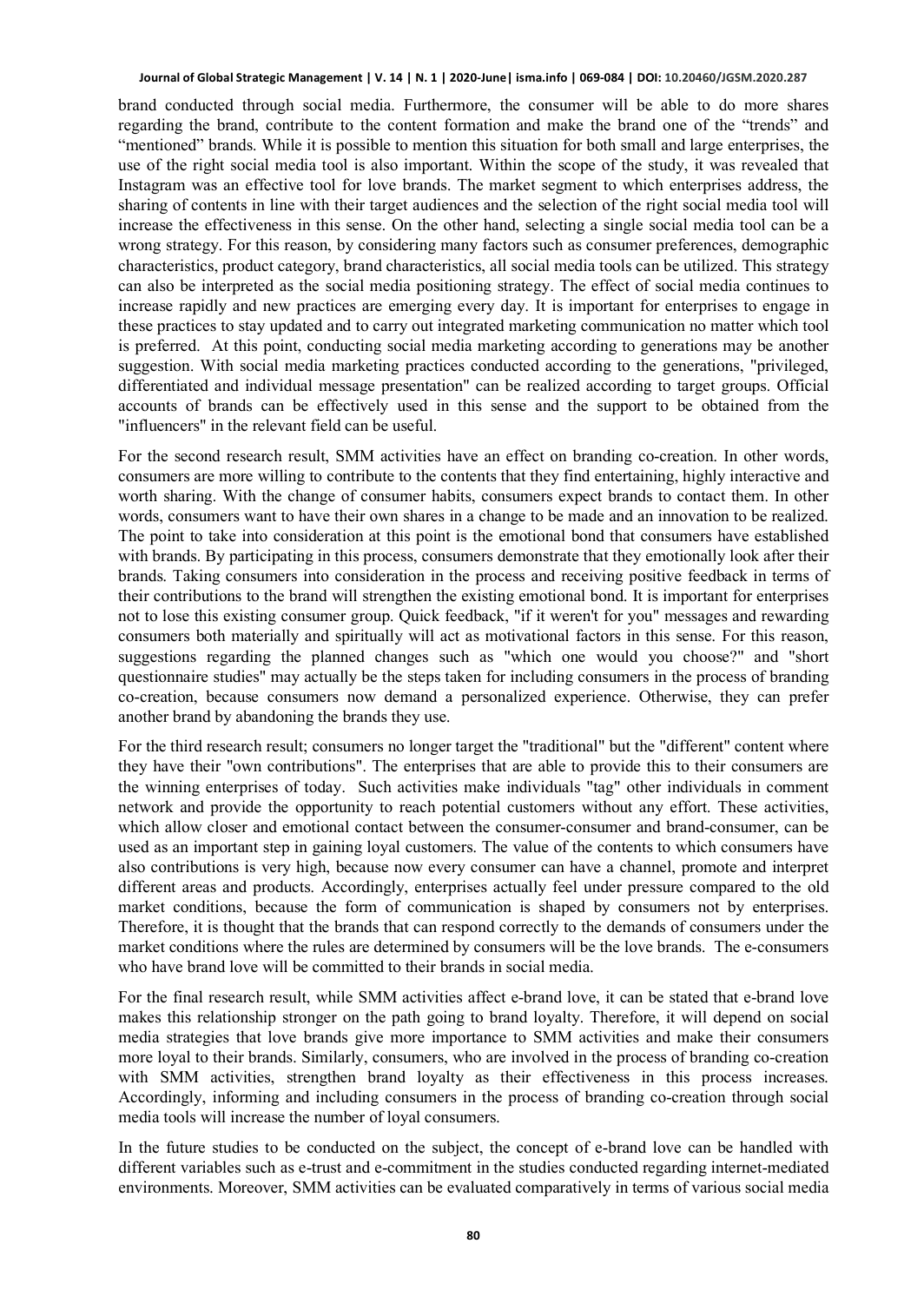brand conducted through social media. Furthermore, the consumer will be able to do more shares regarding the brand, contribute to the content formation and make the brand one of the "trends" and "mentioned" brands. While it is possible to mention this situation for both small and large enterprises, the use of the right social media tool is also important. Within the scope of the study, it was revealed that Instagram was an effective tool for love brands. The market segment to which enterprises address, the sharing of contents in line with their target audiences and the selection of the right social media tool will increase the effectiveness in this sense. On the other hand, selecting a single social media tool can be a wrong strategy. For this reason, by considering many factors such as consumer preferences, demographic characteristics, product category, brand characteristics, all social media tools can be utilized. This strategy can also be interpreted as the social media positioning strategy. The effect of social media continues to increase rapidly and new practices are emerging every day. It is important for enterprises to engage in these practices to stay updated and to carry out integrated marketing communication no matter which tool is preferred. At this point, conducting social media marketing according to generations may be another suggestion. With social media marketing practices conducted according to the generations, "privileged, differentiated and individual message presentation" can be realized according to target groups. Official accounts of brands can be effectively used in this sense and the support to be obtained from the "influencers" in the relevant field can be useful.

For the second research result, SMM activities have an effect on branding co-creation. In other words, consumers are more willing to contribute to the contents that they find entertaining, highly interactive and worth sharing. With the change of consumer habits, consumers expect brands to contact them. In other words, consumers want to have their own shares in a change to be made and an innovation to be realized. The point to take into consideration at this point is the emotional bond that consumers have established with brands. By participating in this process, consumers demonstrate that they emotionally look after their brands. Taking consumers into consideration in the process and receiving positive feedback in terms of their contributions to the brand will strengthen the existing emotional bond. It is important for enterprises not to lose this existing consumer group. Quick feedback, "if it weren't for you" messages and rewarding consumers both materially and spiritually will act as motivational factors in this sense. For this reason, suggestions regarding the planned changes such as "which one would you choose?" and "short questionnaire studies" may actually be the steps taken for including consumers in the process of branding co-creation, because consumers now demand a personalized experience. Otherwise, they can prefer another brand by abandoning the brands they use.

For the third research result; consumers no longer target the "traditional" but the "different" content where they have their "own contributions". The enterprises that are able to provide this to their consumers are the winning enterprises of today. Such activities make individuals "tag" other individuals in comment network and provide the opportunity to reach potential customers without any effort. These activities, which allow closer and emotional contact between the consumer-consumer and brand-consumer, can be used as an important step in gaining loyal customers. The value of the contents to which consumers have also contributions is very high, because now every consumer can have a channel, promote and interpret different areas and products. Accordingly, enterprises actually feel under pressure compared to the old market conditions, because the form of communication is shaped by consumers not by enterprises. Therefore, it is thought that the brands that can respond correctly to the demands of consumers under the market conditions where the rules are determined by consumers will be the love brands. The e-consumers who have brand love will be committed to their brands in social media.

For the final research result, while SMM activities affect e-brand love, it can be stated that e-brand love makes this relationship stronger on the path going to brand loyalty. Therefore, it will depend on social media strategies that love brands give more importance to SMM activities and make their consumers more loyal to their brands. Similarly, consumers, who are involved in the process of branding co-creation with SMM activities, strengthen brand loyalty as their effectiveness in this process increases. Accordingly, informing and including consumers in the process of branding co-creation through social media tools will increase the number of loyal consumers.

In the future studies to be conducted on the subject, the concept of e-brand love can be handled with different variables such as e-trust and e-commitment in the studies conducted regarding internet-mediated environments. Moreover, SMM activities can be evaluated comparatively in terms of various social media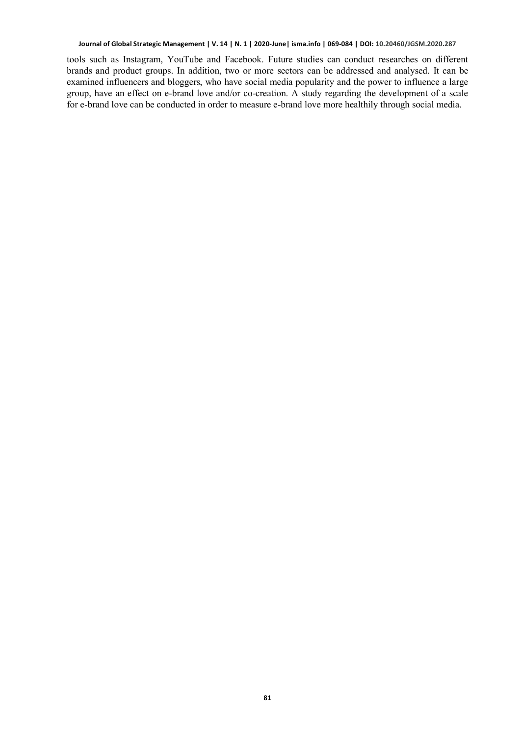tools such as Instagram, YouTube and Facebook. Future studies can conduct researches on different brands and product groups. In addition, two or more sectors can be addressed and analysed. It can be examined influencers and bloggers, who have social media popularity and the power to influence a large group, have an effect on e-brand love and/or co-creation. A study regarding the development of a scale for e-brand love can be conducted in order to measure e-brand love more healthily through social media.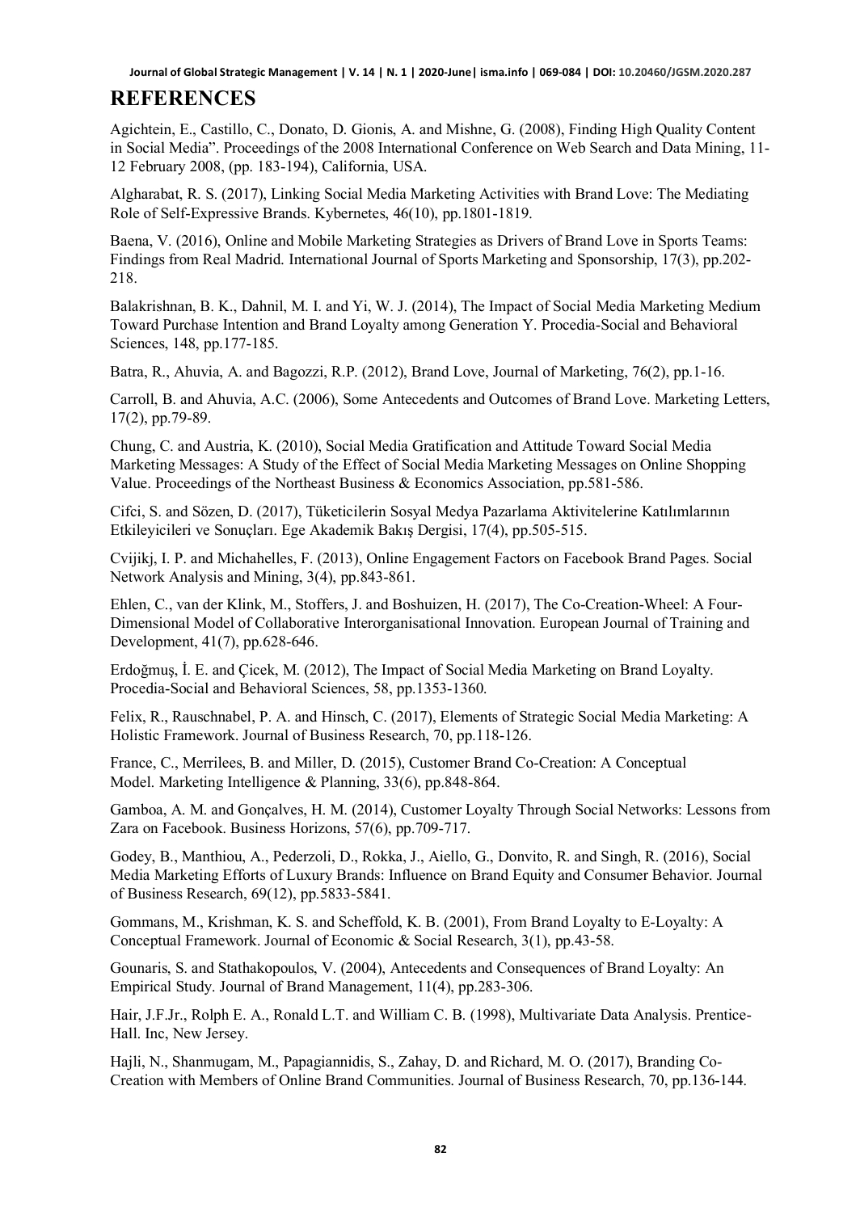## REFERENCES

Agichtein, E., Castillo, C., Donato, D. Gionis, A. and Mishne, G. (2008), Finding High Quality Content in Social Media". Proceedings of the 2008 International Conference on Web Search and Data Mining, 11-12 February 2008, (pp. 183-194), California, USA.

Algharabat, R. S. (2017), Linking Social Media Marketing Activities with Brand Love: The Mediating Role of Self-Expressive Brands. Kybernetes, 46(10), pp.1801-1819.

Baena, V. (2016), Online and Mobile Marketing Strategies as Drivers of Brand Love in Sports Teams: Findings from Real Madrid. International Journal of Sports Marketing and Sponsorship, 17(3), pp.202-218.

Balakrishnan, B. K., Dahnil, M. I. and Yi, W. J. (2014), The Impact of Social Media Marketing Medium Toward Purchase Intention and Brand Loyalty among Generation Y. Procedia-Social and Behavioral Sciences, 148, pp.177-185.

Batra, R., Ahuvia, A. and Bagozzi, R.P. (2012), Brand Love, Journal of Marketing, 76(2), pp.1-16.

Carroll, B. and Ahuvia, A.C. (2006), Some Antecedents and Outcomes of Brand Love. Marketing Letters, 17(2), pp.79-89.

Chung, C. and Austria, K. (2010), Social Media Gratification and Attitude Toward Social Media Marketing Messages: A Study of the Effect of Social Media Marketing Messages on Online Shopping Value. Proceedings of the Northeast Business & Economics Association, pp.581-586.

Cifci, S. and Sözen, D. (2017), Tüketicilerin Sosyal Medya Pazarlama Aktivitelerine Katılımlarının Etkileyicileri ve Sonuçları. Ege Akademik Bakış Dergisi, 17(4), pp.505-515.

Cvijikj, I. P. and Michahelles, F. (2013), Online Engagement Factors on Facebook Brand Pages. Social Network Analysis and Mining, 3(4), pp.843-861.

Ehlen, C., van der Klink, M., Stoffers, J. and Boshuizen, H. (2017), The Co-Creation-Wheel: A Four-Dimensional Model of Collaborative Interorganisational Innovation. European Journal of Training and Development, 41(7), pp.628-646.

Erdoğmuş, İ. E. and Çicek, M. (2012), The Impact of Social Media Marketing on Brand Loyalty. Procedia-Social and Behavioral Sciences, 58, pp.1353-1360.

Felix, R., Rauschnabel, P. A. and Hinsch, C. (2017), Elements of Strategic Social Media Marketing: A Holistic Framework. Journal of Business Research, 70, pp.118-126.

France, C., Merrilees, B. and Miller, D. (2015), Customer Brand Co-Creation: A Conceptual Model. Marketing Intelligence & Planning, 33(6), pp.848-864.

Gamboa, A. M. and Gonçalves, H. M. (2014), Customer Loyalty Through Social Networks: Lessons from Zara on Facebook. Business Horizons, 57(6), pp.709-717.

Godey, B., Manthiou, A., Pederzoli, D., Rokka, J., Aiello, G., Donvito, R. and Singh, R. (2016), Social Media Marketing Efforts of Luxury Brands: Influence on Brand Equity and Consumer Behavior. Journal of Business Research, 69(12), pp.5833-5841.

Gommans, M., Krishman, K. S. and Scheffold, K. B. (2001), From Brand Loyalty to E-Loyalty: A Conceptual Framework. Journal of Economic & Social Research, 3(1), pp.43-58.

Gounaris, S. and Stathakopoulos, V. (2004), Antecedents and Consequences of Brand Loyalty: An Empirical Study. Journal of Brand Management, 11(4), pp.283-306.

Hair, J.F.Jr., Rolph E. A., Ronald L.T. and William C. B. (1998), Multivariate Data Analysis. Prentice-Hall. Inc, New Jersey.

Hajli, N., Shanmugam, M., Papagiannidis, S., Zahay, D. and Richard, M. O. (2017), Branding Co-Creation with Members of Online Brand Communities. Journal of Business Research, 70, pp.136-144.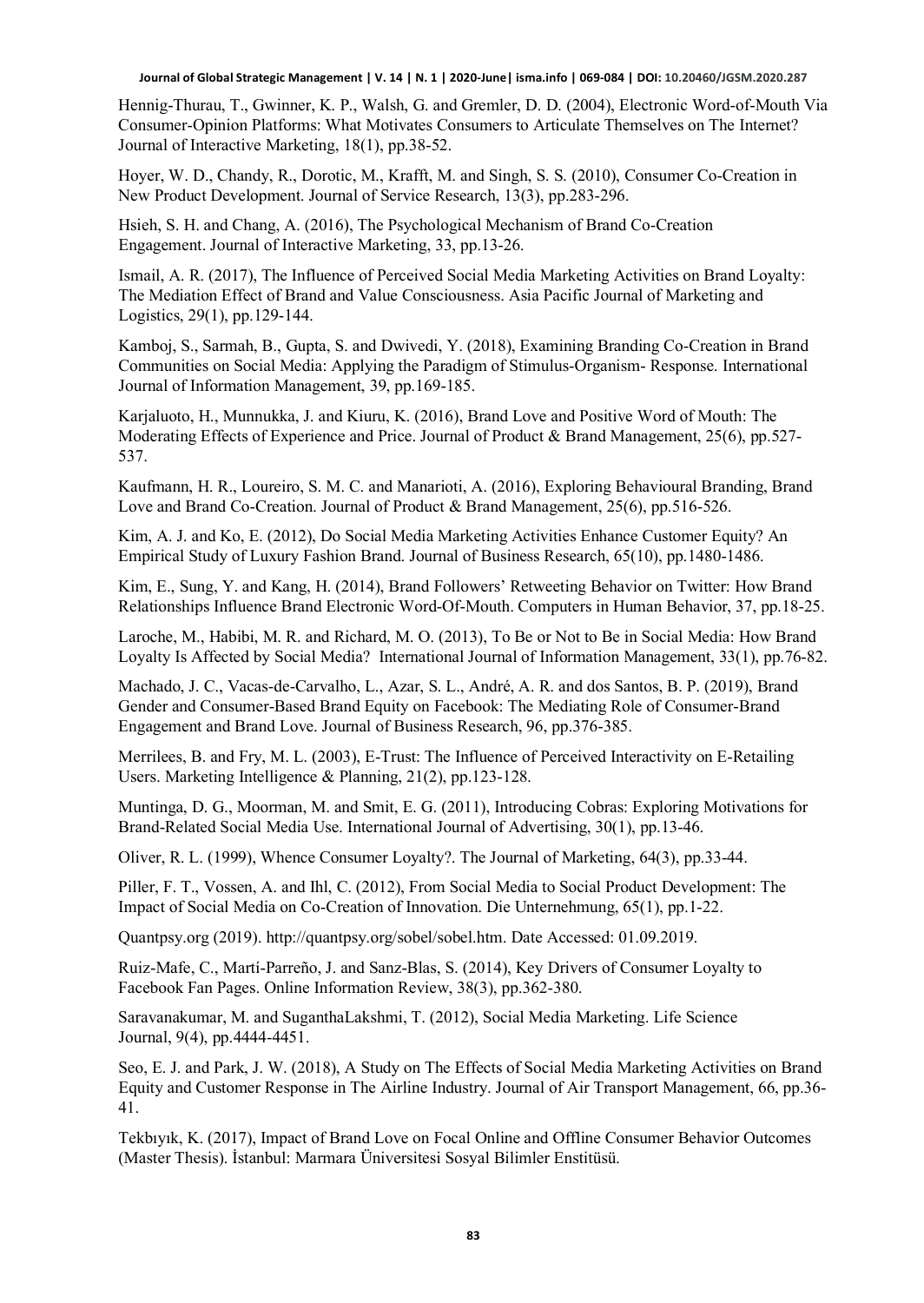Hennig-Thurau, T., Gwinner, K. P., Walsh, G. and Gremler, D. D. (2004), Electronic Word-of-Mouth Via Consumer-Opinion Platforms: What Motivates Consumers to Articulate Themselves on The Internet? Journal of Interactive Marketing, 18(1), pp.38-52.

Hoyer, W. D., Chandy, R., Dorotic, M., Krafft, M. and Singh, S. S. (2010), Consumer Co-Creation in New Product Development. Journal of Service Research, 13(3), pp.283-296.

Hsieh, S. H. and Chang, A. (2016), The Psychological Mechanism of Brand Co-Creation Engagement. Journal of Interactive Marketing, 33, pp.13-26.

Ismail, A. R. (2017), The Influence of Perceived Social Media Marketing Activities on Brand Loyalty: The Mediation Effect of Brand and Value Consciousness. Asia Pacific Journal of Marketing and Logistics, 29(1), pp.129-144.

Kamboj, S., Sarmah, B., Gupta, S. and Dwivedi, Y. (2018), Examining Branding Co-Creation in Brand Communities on Social Media: Applying the Paradigm of Stimulus-Organism- Response. International Journal of Information Management, 39, pp.169-185.

Karjaluoto, H., Munnukka, J. and Kiuru, K. (2016), Brand Love and Positive Word of Mouth: The Moderating Effects of Experience and Price. Journal of Product & Brand Management, 25(6), pp.527-537.

Kaufmann, H. R., Loureiro, S. M. C. and Manarioti, A. (2016), Exploring Behavioural Branding, Brand Love and Brand Co-Creation. Journal of Product & Brand Management, 25(6), pp.516-526.

Kim, A. J. and Ko, E. (2012), Do Social Media Marketing Activities Enhance Customer Equity? An Empirical Study of Luxury Fashion Brand. Journal of Business Research, 65(10), pp.1480-1486.

Kim, E., Sung, Y. and Kang, H. (2014), Brand Followers' Retweeting Behavior on Twitter: How Brand Relationships Influence Brand Electronic Word-Of-Mouth. Computers in Human Behavior, 37, pp.18-25.

Laroche, M., Habibi, M. R. and Richard, M. O. (2013), To Be or Not to Be in Social Media: How Brand Loyalty Is Affected by Social Media? International Journal of Information Management, 33(1), pp.76-82.

Machado, J. C., Vacas-de-Carvalho, L., Azar, S. L., André, A. R. and dos Santos, B. P. (2019), Brand Gender and Consumer-Based Brand Equity on Facebook: The Mediating Role of Consumer-Brand Engagement and Brand Love. Journal of Business Research, 96, pp.376-385.

Merrilees, B. and Fry, M. L. (2003), E-Trust: The Influence of Perceived Interactivity on E-Retailing Users. Marketing Intelligence & Planning, 21(2), pp.123-128.

Muntinga, D. G., Moorman, M. and Smit, E. G. (2011), Introducing Cobras: Exploring Motivations for Brand-Related Social Media Use. International Journal of Advertising, 30(1), pp.13-46.

Oliver, R. L. (1999), Whence Consumer Loyalty?. The Journal of Marketing, 64(3), pp.33-44.

Piller, F. T., Vossen, A. and Ihl, C. (2012), From Social Media to Social Product Development: The Impact of Social Media on Co-Creation of Innovation. Die Unternehmung, 65(1), pp.1-22.

Quantpsy.org (2019). http://quantpsy.org/sobel/sobel.htm. Date Accessed: 01.09.2019.

Ruiz-Mafe, C., Martí-Parreño, J. and Sanz-Blas, S. (2014), Key Drivers of Consumer Loyalty to Facebook Fan Pages. Online Information Review, 38(3), pp.362-380.

Saravanakumar, M. and SuganthaLakshmi, T. (2012), Social Media Marketing. Life Science Journal, 9(4), pp.4444-4451.

Seo, E. J. and Park, J. W. (2018), A Study on The Effects of Social Media Marketing Activities on Brand Equity and Customer Response in The Airline Industry. Journal of Air Transport Management, 66, pp.36-41.

Tekbıyık, K. (2017), Impact of Brand Love on Focal Online and Offline Consumer Behavior Outcomes (Master Thesis). İstanbul: Marmara Üniversitesi Sosyal Bilimler Enstitüsü.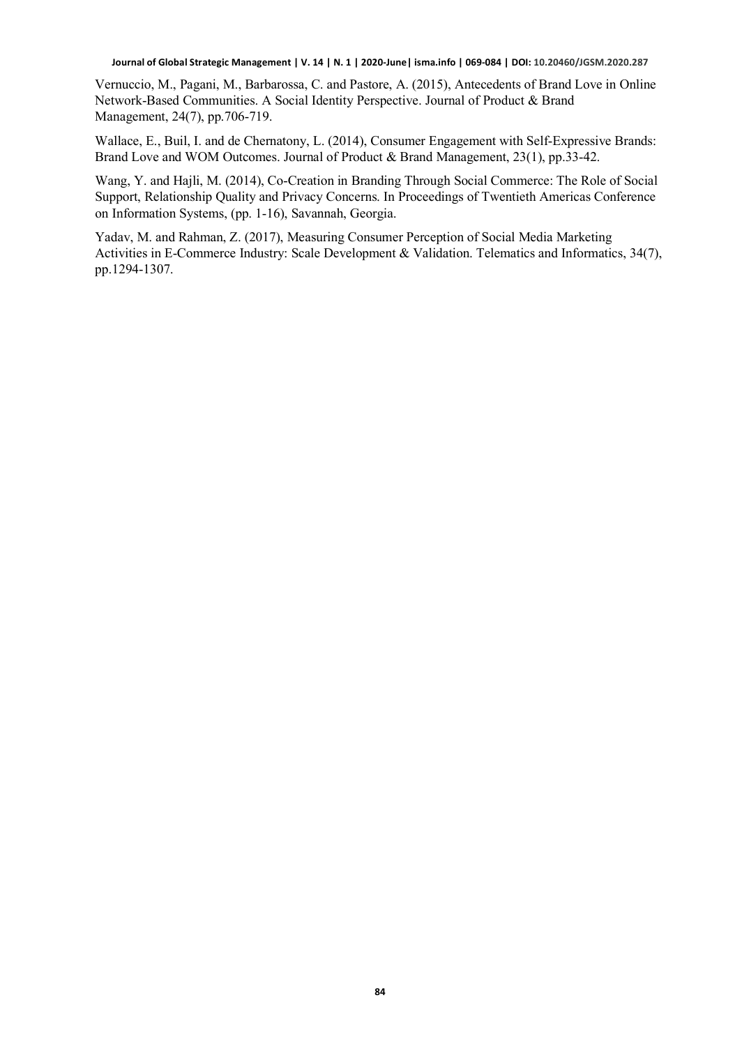Vernuccio, M., Pagani, M., Barbarossa, C. and Pastore, A. (2015), Antecedents of Brand Love in Online Network-Based Communities. A Social Identity Perspective. Journal of Product & Brand Management, 24(7), pp.706-719.

Wallace, E., Buil, I. and de Chernatony, L. (2014), Consumer Engagement with Self-Expressive Brands: Brand Love and WOM Outcomes. Journal of Product & Brand Management, 23(1), pp.33-42.

Wang, Y. and Hajli, M. (2014), Co-Creation in Branding Through Social Commerce: The Role of Social Support, Relationship Quality and Privacy Concerns. In Proceedings of Twentieth Americas Conference on Information Systems, (pp. 1-16), Savannah, Georgia.

Yadav, M. and Rahman, Z. (2017), Measuring Consumer Perception of Social Media Marketing Activities in E-Commerce Industry: Scale Development & Validation. Telematics and Informatics, 34(7), pp.1294-1307.